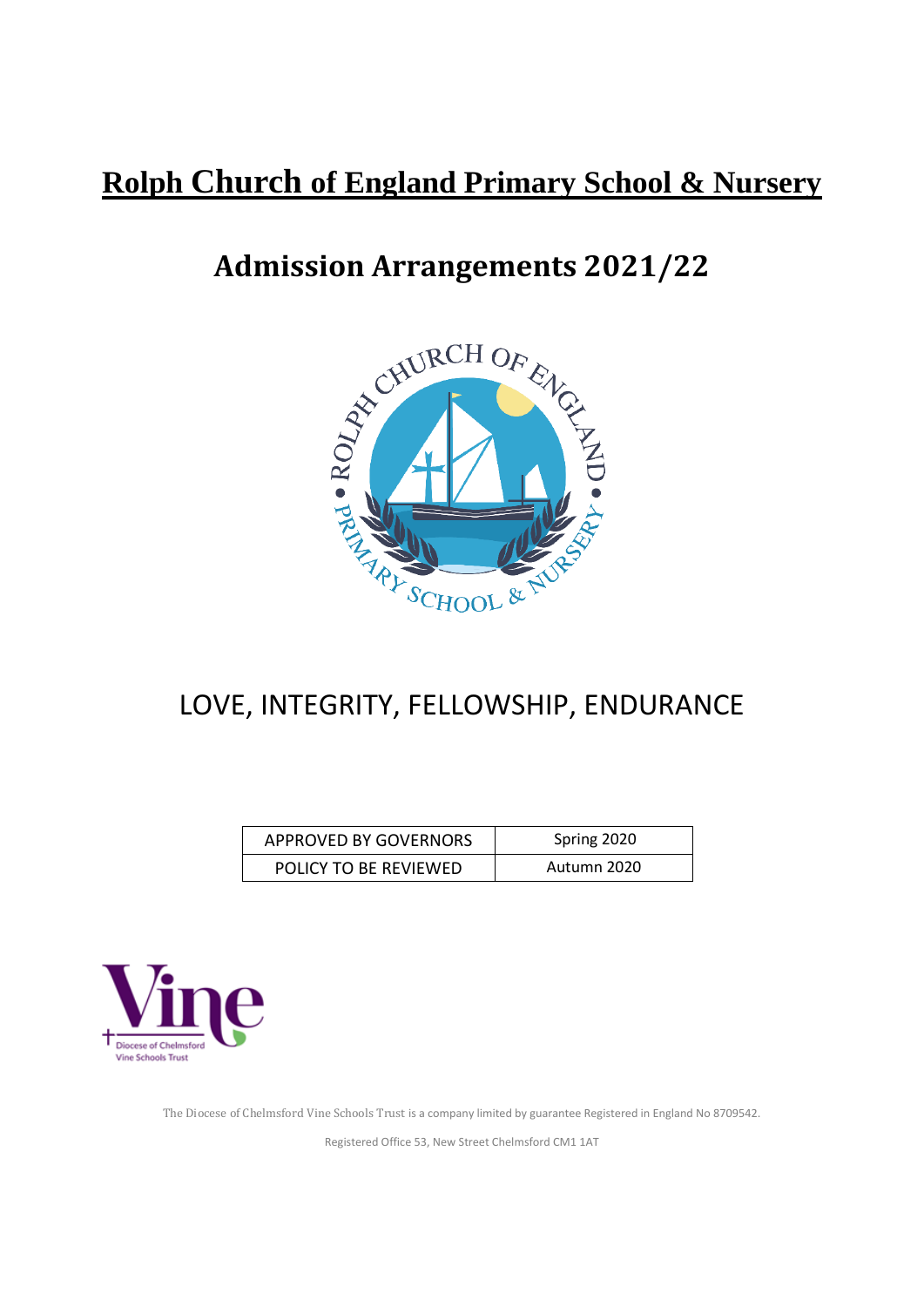# Rolph Church of England Primary School & Nursery

## Admission Arrangements 2021/22

LOVE, INTEGRITY, FELLOWSHIP, ENDURANCE

| APPROVED BY GOVERNORS | Spring 2020 |
|---|---|
| POLICY TO BE REVIEWED | Autumn 2020 |

The Diocese of Chelmsford Vine Schools Trust is a company limited by guarantee Registered in England No 8709542.

Registered Office 53, New Street Chelmsford CM1 1AT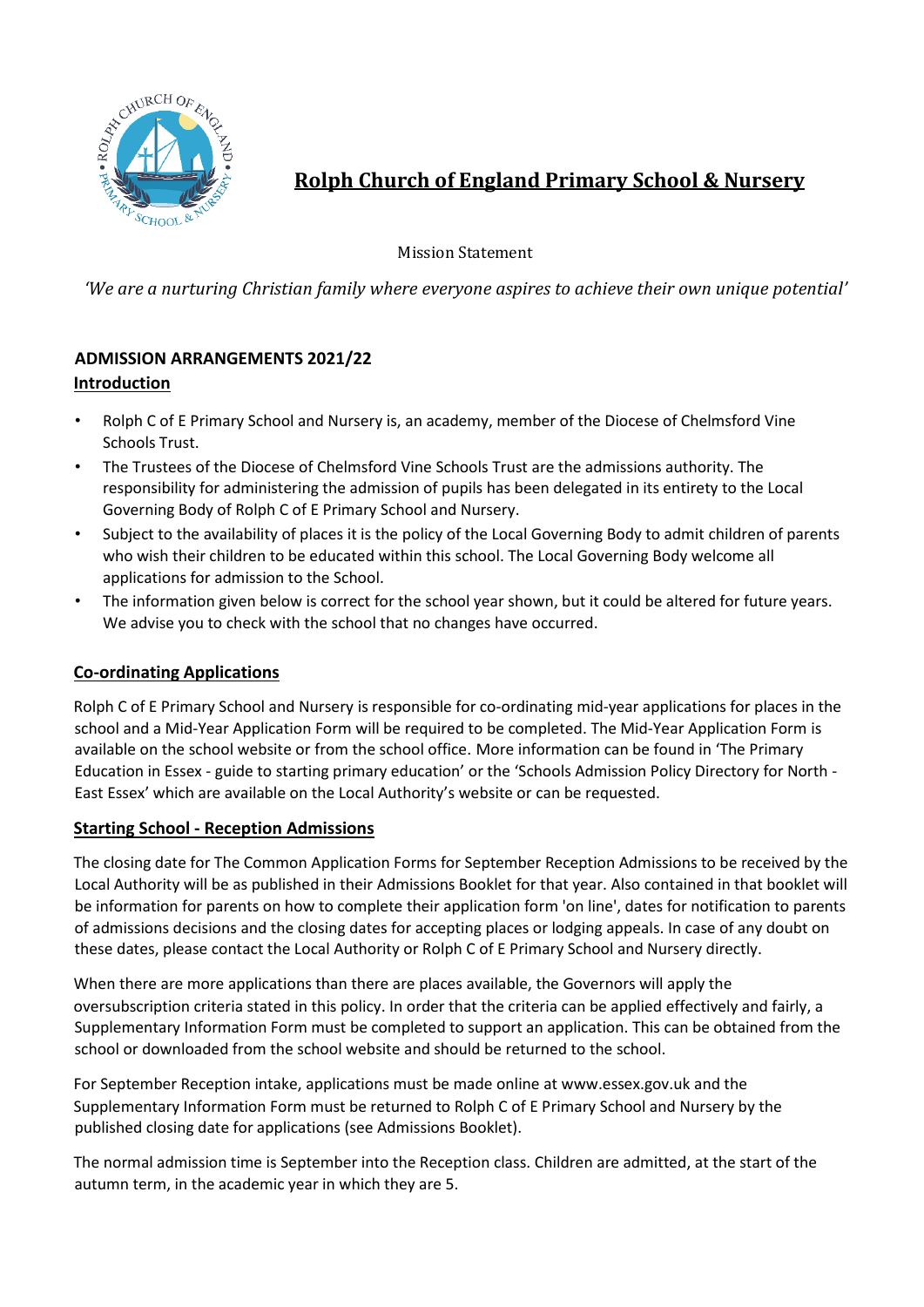# Rolph Church of England Primary School & Nursery

Mission Statement

*'We are a nurturing Christian family where everyone aspires to achieve their own unique potential'*

## ADMISSION ARRANGEMENTS 2021/22

### Introduction

- Rolph C of E Primary School and Nursery is, an academy, member of the Diocese of Chelmsford Vine Schools Trust.
- The Trustees of the Diocese of Chelmsford Vine Schools Trust are the admissions authority. The responsibility for administering the admission of pupils has been delegated in its entirety to the Local Governing Body of Rolph C of E Primary School and Nursery.
- Subject to the availability of places it is the policy of the Local Governing Body to admit children of parents who wish their children to be educated within this school. The Local Governing Body welcome all applications for admission to the School.
- The information given below is correct for the school year shown, but it could be altered for future years. We advise you to check with the school that no changes have occurred.

### Co-ordinating Applications

Rolph C of E Primary School and Nursery is responsible for co-ordinating mid-year applications for places in the school and a Mid-Year Application Form will be required to be completed. The Mid-Year Application Form is available on the school website or from the school office. More information can be found in 'The Primary Education in Essex - guide to starting primary education' or the 'Schools Admission Policy Directory for North - East Essex' which are available on the Local Authority's website or can be requested.

### Starting School - Reception Admissions

The closing date for The Common Application Forms for September Reception Admissions to be received by the Local Authority will be as published in their Admissions Booklet for that year. Also contained in that booklet will be information for parents on how to complete their application form 'on line', dates for notification to parents of admissions decisions and the closing dates for accepting places or lodging appeals. In case of any doubt on these dates, please contact the Local Authority or Rolph C of E Primary School and Nursery directly.

When there are more applications than there are places available, the Governors will apply the oversubscription criteria stated in this policy. In order that the criteria can be applied effectively and fairly, a Supplementary Information Form must be completed to support an application. This can be obtained from the school or downloaded from the school website and should be returned to the school.

For September Reception intake, applications must be made online at www.essex.gov.uk and the Supplementary Information Form must be returned to Rolph C of E Primary School and Nursery by the published closing date for applications (see Admissions Booklet).

The normal admission time is September into the Reception class. Children are admitted, at the start of the autumn term, in the academic year in which they are 5.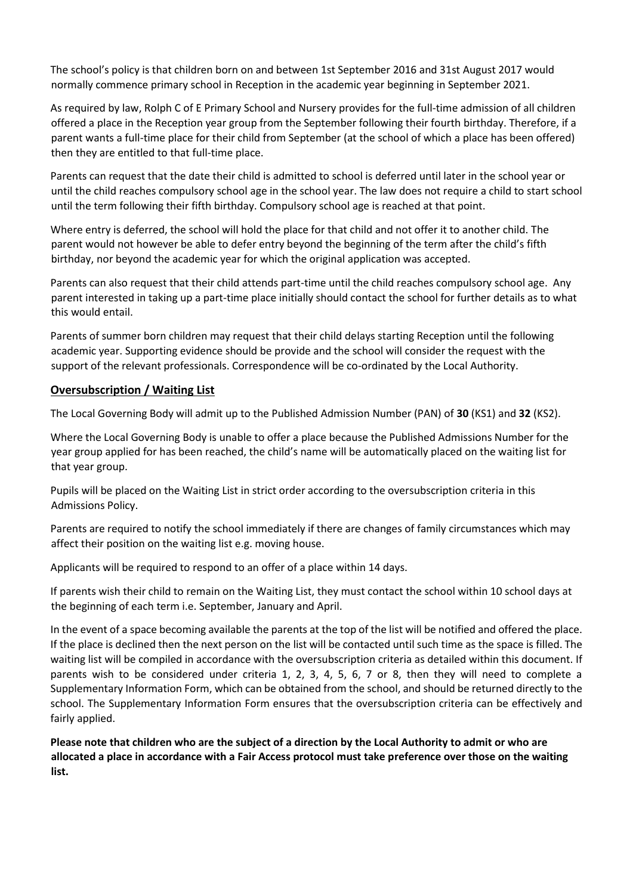The school's policy is that children born on and between 1st September 2016 and 31st August 2017 would normally commence primary school in Reception in the academic year beginning in September 2021.

As required by law, Rolph C of E Primary School and Nursery provides for the full-time admission of all children offered a place in the Reception year group from the September following their fourth birthday. Therefore, if a parent wants a full-time place for their child from September (at the school of which a place has been offered) then they are entitled to that full-time place.

Parents can request that the date their child is admitted to school is deferred until later in the school year or until the child reaches compulsory school age in the school year. The law does not require a child to start school until the term following their fifth birthday. Compulsory school age is reached at that point.

Where entry is deferred, the school will hold the place for that child and not offer it to another child. The parent would not however be able to defer entry beyond the beginning of the term after the child's fifth birthday, nor beyond the academic year for which the original application was accepted.

Parents can also request that their child attends part-time until the child reaches compulsory school age. Any parent interested in taking up a part-time place initially should contact the school for further details as to what this would entail.

Parents of summer born children may request that their child delays starting Reception until the following academic year. Supporting evidence should be provide and the school will consider the request with the support of the relevant professionals. Correspondence will be co-ordinated by the Local Authority.

## Oversubscription / Waiting List

The Local Governing Body will admit up to the Published Admission Number (PAN) of **30** (KS1) and **32** (KS2).

Where the Local Governing Body is unable to offer a place because the Published Admissions Number for the year group applied for has been reached, the child's name will be automatically placed on the waiting list for that year group.

Pupils will be placed on the Waiting List in strict order according to the oversubscription criteria in this Admissions Policy.

Parents are required to notify the school immediately if there are changes of family circumstances which may affect their position on the waiting list e.g. moving house.

Applicants will be required to respond to an offer of a place within 14 days.

If parents wish their child to remain on the Waiting List, they must contact the school within 10 school days at the beginning of each term i.e. September, January and April.

In the event of a space becoming available the parents at the top of the list will be notified and offered the place. If the place is declined then the next person on the list will be contacted until such time as the space is filled. The waiting list will be compiled in accordance with the oversubscription criteria as detailed within this document. If parents wish to be considered under criteria 1, 2, 3, 4, 5, 6, 7 or 8, then they will need to complete a Supplementary Information Form, which can be obtained from the school, and should be returned directly to the school. The Supplementary Information Form ensures that the oversubscription criteria can be effectively and fairly applied.

**Please note that children who are the subject of a direction by the Local Authority to admit or who are allocated a place in accordance with a Fair Access protocol must take preference over those on the waiting list.**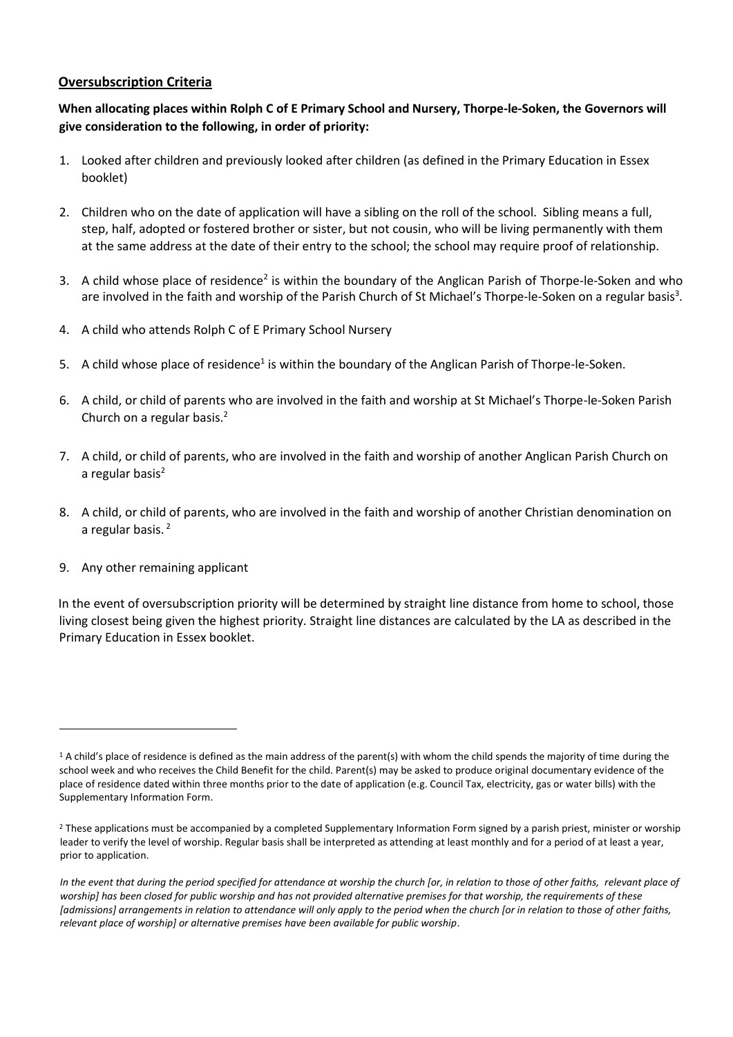## Oversubscription Criteria

**When allocating places within Rolph C of E Primary School and Nursery, Thorpe-le-Soken, the Governors will give consideration to the following, in order of priority:**

1. Looked after children and previously looked after children (as defined in the Primary Education in Essex booklet)
2. Children who on the date of application will have a sibling on the roll of the school. Sibling means a full, step, half, adopted or fostered brother or sister, but not cousin, who will be living permanently with them at the same address at the date of their entry to the school; the school may require proof of relationship.
3. A child whose place of residence[2] is within the boundary of the Anglican Parish of Thorpe-le-Soken and who are involved in the faith and worship of the Parish Church of St Michael's Thorpe-le-Soken on a regular basis[3].
4. A child who attends Rolph C of E Primary School Nursery
5. A child whose place of residence[1] is within the boundary of the Anglican Parish of Thorpe-le-Soken.
6. A child, or child of parents who are involved in the faith and worship at St Michael's Thorpe-le-Soken Parish Church on a regular basis.[2]
7. A child, or child of parents, who are involved in the faith and worship of another Anglican Parish Church on a regular basis[2]
8. A child, or child of parents, who are involved in the faith and worship of another Christian denomination on a regular basis. [2]
9. Any other remaining applicant

In the event of oversubscription priority will be determined by straight line distance from home to school, those living closest being given the highest priority. Straight line distances are calculated by the LA as described in the Primary Education in Essex booklet.

---

[1] A child's place of residence is defined as the main address of the parent(s) with whom the child spends the majority of time during the school week and who receives the Child Benefit for the child. Parent(s) may be asked to produce original documentary evidence of the place of residence dated within three months prior to the date of application (e.g. Council Tax, electricity, gas or water bills) with the Supplementary Information Form.

[2] These applications must be accompanied by a completed Supplementary Information Form signed by a parish priest, minister or worship leader to verify the level of worship. Regular basis shall be interpreted as attending at least monthly and for a period of at least a year, prior to application.

*In the event that during the period specified for attendance at worship the church [or, in relation to those of other faiths, relevant place of worship] has been closed for public worship and has not provided alternative premises for that worship, the requirements of these [admissions] arrangements in relation to attendance will only apply to the period when the church [or in relation to those of other faiths, relevant place of worship] or alternative premises have been available for public worship*.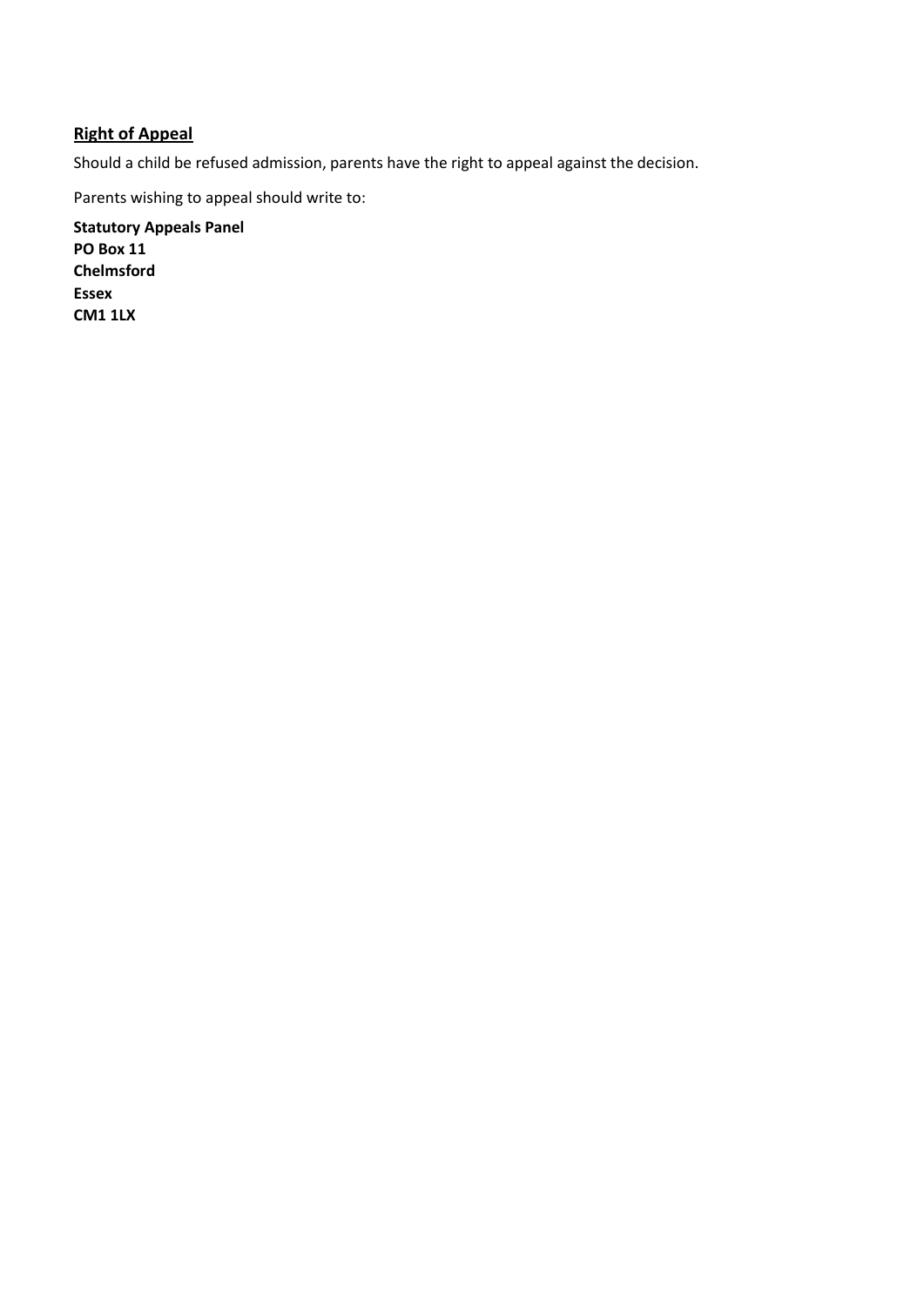## Right of Appeal

Should a child be refused admission, parents have the right to appeal against the decision.

Parents wishing to appeal should write to:

**Statutory Appeals Panel**
**PO Box 11**
**Chelmsford**
**Essex**
**CM1 1LX**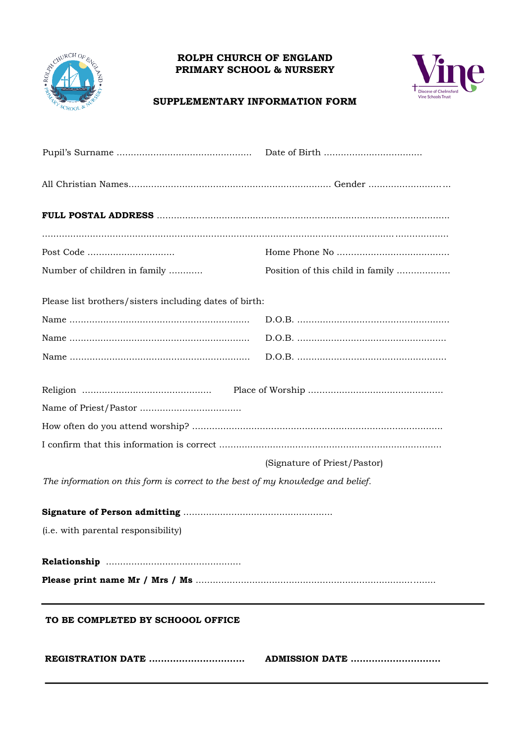# ROLPH CHURCH OF ENGLAND PRIMARY SCHOOL & NURSERY

## SUPPLEMENTARY INFORMATION FORM

Pupil's Surname ................................................ Date of Birth ..................................

All Christian Names....................................................................... Gender ...........................

**FULL POSTAL ADDRESS** ......................................................................................................

...........................................................................................................................................

Post Code ............................... Home Phone No ........................................

Number of children in family ............ Position of this child in family ...................

Please list brothers/sisters including dates of birth:

Name ................................................................ D.O.B. ......................................................

Name ................................................................ D.O.B. .....................................................

Name ................................................................ D.O.B. .....................................................

Religion .............................................. Place of Worship ................................................

Name of Priest/Pastor ....................................

How often do you attend worship? .........................................................................................

I confirm that this information is correct ..............................................................................

(Signature of Priest/Pastor)

*The information on this form is correct to the best of my knowledge and belief.*

**Signature of Person admitting** ....................................................

(i.e. with parental responsibility)

**Relationship** ................................................

**Please print name Mr / Mrs / Ms** .....................................................................................

---

**TO BE COMPLETED BY SCHOOOL OFFICE**

**REGISTRATION DATE ................................ ADMISSION DATE .............................**

---